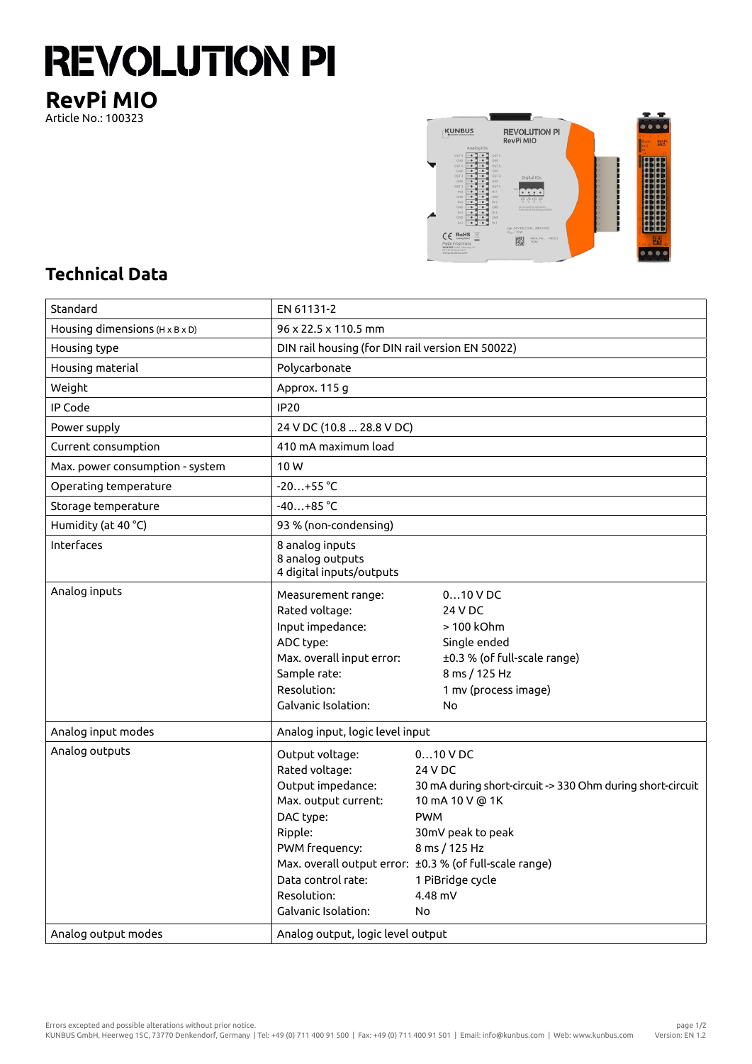# REVOLUTION PI

## RevPi MIO

Article No.: 100323

## Technical Data

| | |
|---|---|
| Standard | EN 61131-2 |
| Housing dimensions (H x B x D) | 96 x 22.5 x 110.5 mm |
| Housing type | DIN rail housing (for DIN rail version EN 50022) |
| Housing material | Polycarbonate |
| Weight | Approx. 115 g |
| IP Code | IP20 |
| Power supply | 24 V DC (10.8 ... 28.8 V DC) |
| Current consumption | 410 mA maximum load |
| Max. power consumption - system | 10 W |
| Operating temperature | -20…+55 °C |
| Storage temperature | -40…+85 °C |
| Humidity (at 40 °C) | 93 % (non-condensing) |
| Interfaces | 8 analog inputs<br>8 analog outputs<br>4 digital inputs/outputs |
| Analog inputs | Measurement range: 0…10 V DC<br>Rated voltage: 24 V DC<br>Input impedance: > 100 kOhm<br>ADC type: Single ended<br>Max. overall input error: ±0.3 % (of full-scale range)<br>Sample rate: 8 ms / 125 Hz<br>Resolution: 1 mv (process image)<br>Galvanic Isolation: No |
| Analog input modes | Analog input, logic level input |
| Analog outputs | Output voltage: 0…10 V DC<br>Rated voltage: 24 V DC<br>Output impedance: 30 mA during short-circuit -> 330 Ohm during short-circuit<br>Max. output current: 10 mA 10 V @ 1K<br>DAC type: PWM<br>Ripple: 30mV peak to peak<br>PWM frequency: 8 ms / 125 Hz<br>Max. overall output error: ±0.3 % (of full-scale range)<br>Data control rate: 1 PiBridge cycle<br>Resolution: 4.48 mV<br>Galvanic Isolation: No |
| Analog output modes | Analog output, logic level output |

Errors excepted and possible alterations without prior notice.
KUNBUS GmbH, Heerweg 15C, 73770 Denkendorf, Germany | Tel: +49 (0) 711 400 91 500 | Fax: +49 (0) 711 400 91 501 | Email: info@kunbus.com | Web: www.kunbus.com
Version: EN 1.2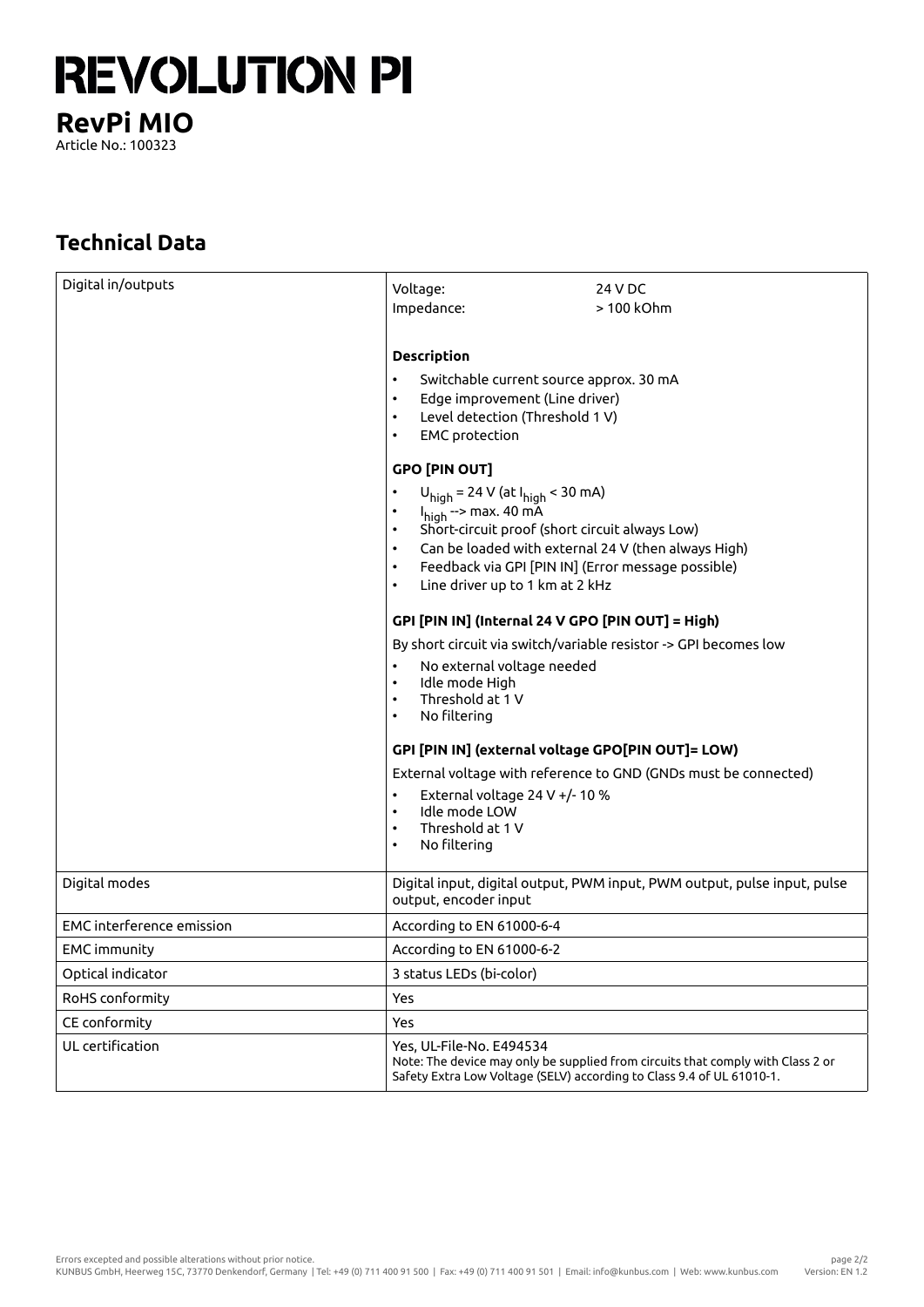# REVOLUTION PI

## RevPi MIO

Article No.: 100323

## Technical Data

| | |
|---|---|
| Digital in/outputs | Voltage: 24 V DC<br>Impedance: > 100 kOhm<br><br>**Description**<br>• Switchable current source approx. 30 mA<br>• Edge improvement (Line driver)<br>• Level detection (Threshold 1 V)<br>• EMC protection<br><br>**GPO [PIN OUT]**<br>• $U_{high}$ = 24 V (at $I_{high}$ < 30 mA)<br>• $I_{high}$ --> max. 40 mA<br>• Short-circuit proof (short circuit always Low)<br>• Can be loaded with external 24 V (then always High)<br>• Feedback via GPI [PIN IN] (Error message possible)<br>• Line driver up to 1 km at 2 kHz<br><br>**GPI [PIN IN] (Internal 24 V GPO [PIN OUT] = High)**<br>By short circuit via switch/variable resistor -> GPI becomes low<br>• No external voltage needed<br>• Idle mode High<br>• Threshold at 1 V<br>• No filtering<br><br>**GPI [PIN IN] (external voltage GPO[PIN OUT]= LOW)**<br>External voltage with reference to GND (GNDs must be connected)<br>• External voltage 24 V +/- 10 %<br>• Idle mode LOW<br>• Threshold at 1 V<br>• No filtering |
| Digital modes | Digital input, digital output, PWM input, PWM output, pulse input, pulse output, encoder input |
| EMC interference emission | According to EN 61000-6-4 |
| EMC immunity | According to EN 61000-6-2 |
| Optical indicator | 3 status LEDs (bi-color) |
| RoHS conformity | Yes |
| CE conformity | Yes |
| UL certification | Yes, UL-File-No. E494534<br>Note: The device may only be supplied from circuits that comply with Class 2 or Safety Extra Low Voltage (SELV) according to Class 9.4 of UL 61010-1. |

Errors excepted and possible alterations without prior notice.
KUNBUS GmbH, Heerweg 15C, 73770 Denkendorf, Germany | Tel: +49 (0) 711 400 91 500 | Fax: +49 (0) 711 400 91 501 | Email: info@kunbus.com | Web: www.kunbus.com